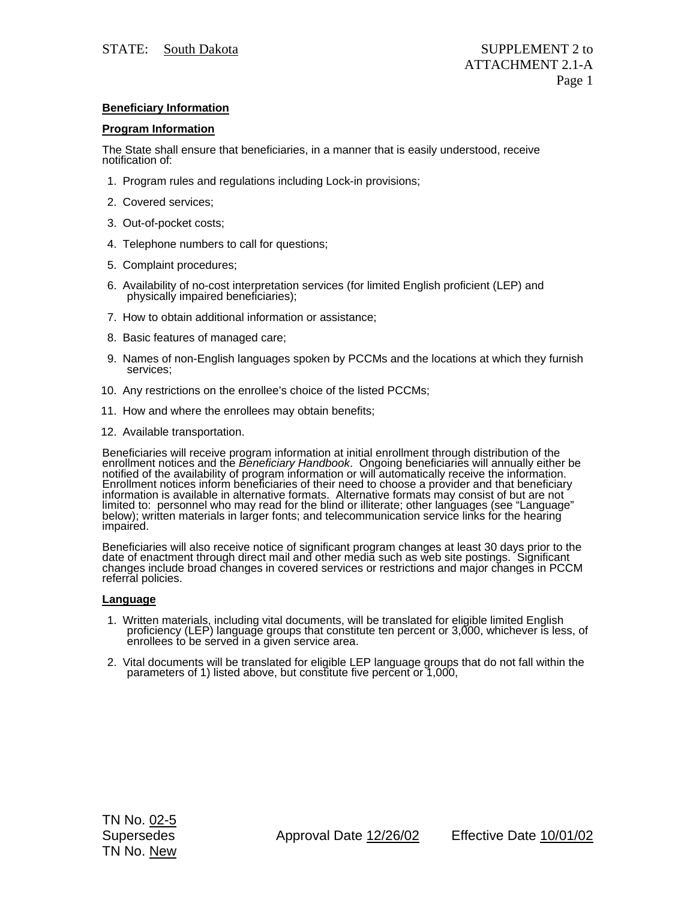**Beneficiary Information**

**Program Information**

The State shall ensure that beneficiaries, in a manner that is easily understood, receive notification of:

1. Program rules and regulations including Lock-in provisions;
2. Covered services;
3. Out-of-pocket costs;
4. Telephone numbers to call for questions;
5. Complaint procedures;
6. Availability of no-cost interpretation services (for limited English proficient (LEP) and physically impaired beneficiaries);
7. How to obtain additional information or assistance;
8. Basic features of managed care;
9. Names of non-English languages spoken by PCCMs and the locations at which they furnish services;
10. Any restrictions on the enrollee's choice of the listed PCCMs;
11. How and where the enrollees may obtain benefits;
12. Available transportation.

Beneficiaries will receive program information at initial enrollment through distribution of the enrollment notices and the *Beneficiary Handbook*. Ongoing beneficiaries will annually either be notified of the availability of program information or will automatically receive the information. Enrollment notices inform beneficiaries of their need to choose a provider and that beneficiary information is available in alternative formats. Alternative formats may consist of but are not limited to: personnel who may read for the blind or illiterate; other languages (see "Language" below); written materials in larger fonts; and telecommunication service links for the hearing impaired.

Beneficiaries will also receive notice of significant program changes at least 30 days prior to the date of enactment through direct mail and other media such as web site postings. Significant changes include broad changes in covered services or restrictions and major changes in PCCM referral policies.

**Language**

1. Written materials, including vital documents, will be translated for eligible limited English proficiency (LEP) language groups that constitute ten percent or 3,000, whichever is less, of enrollees to be served in a given service area.
2. Vital documents will be translated for eligible LEP language groups that do not fall within the parameters of 1) listed above, but constitute five percent or 1,000,

TN No. 02-5
Supersedes
TN No. New

Approval Date 12/26/02 Effective Date 10/01/02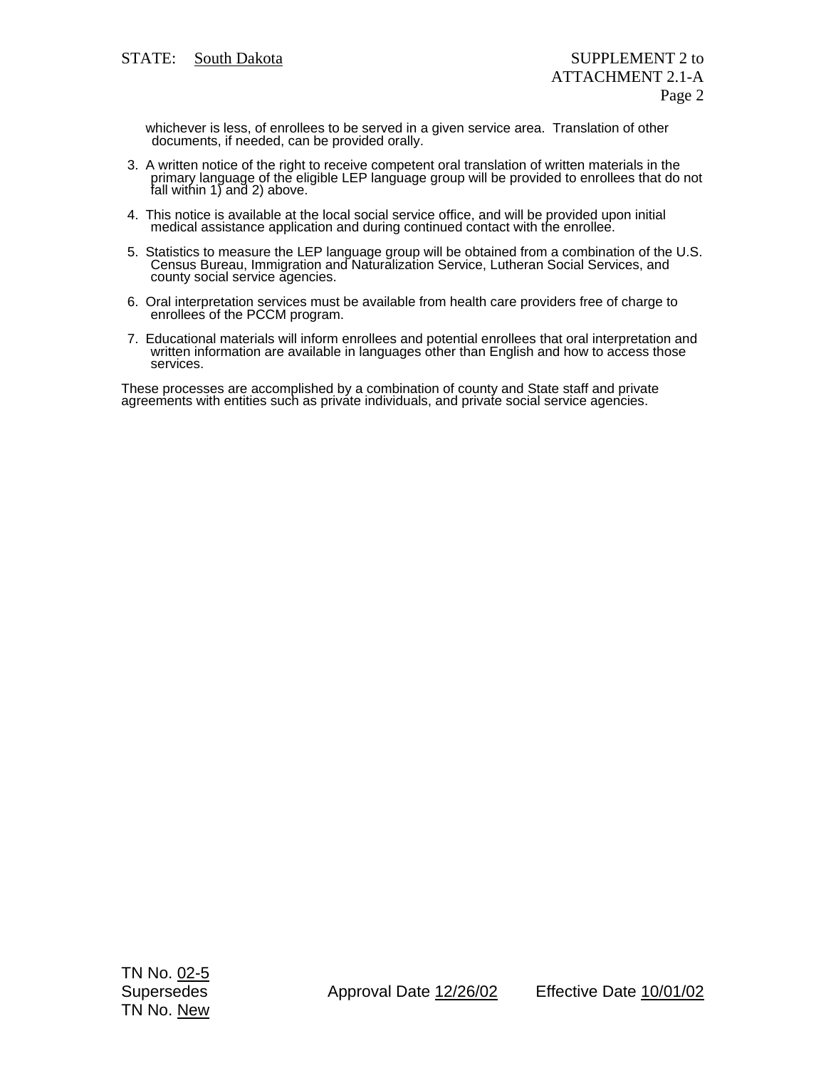whichever is less, of enrollees to be served in a given service area. Translation of other documents, if needed, can be provided orally.

3. A written notice of the right to receive competent oral translation of written materials in the primary language of the eligible LEP language group will be provided to enrollees that do not fall within 1) and 2) above.

4. This notice is available at the local social service office, and will be provided upon initial medical assistance application and during continued contact with the enrollee.

5. Statistics to measure the LEP language group will be obtained from a combination of the U.S. Census Bureau, Immigration and Naturalization Service, Lutheran Social Services, and county social service agencies.

6. Oral interpretation services must be available from health care providers free of charge to enrollees of the PCCM program.

7. Educational materials will inform enrollees and potential enrollees that oral interpretation and written information are available in languages other than English and how to access those services.

These processes are accomplished by a combination of county and State staff and private agreements with entities such as private individuals, and private social service agencies.

TN No. 02-5
Supersedes TN No. New

Approval Date 12/26/02

Effective Date 10/01/02